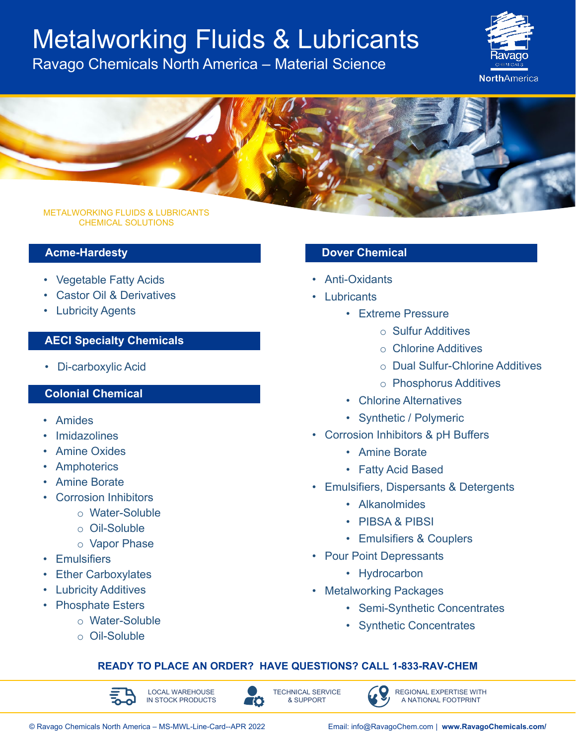# Metalworking Fluids & Lubricants

Ravago Chemicals North America – Material Science

Ravago CHEMICALS NorthAmerica

METALWORKING FLUIDS & LUBRICANTS CHEMICAL SOLUTIONS

## Acme-Hardesty

- Vegetable Fatty Acids
- Castor Oil & Derivatives
- Lubricity Agents

## AECI Specialty Chemicals

- Di-carboxylic Acid

## Colonial Chemical

- Amides
- Imidazolines
- Amine Oxides
- Amphoterics
- Amine Borate
- Corrosion Inhibitors
  - Water-Soluble
  - Oil-Soluble
  - Vapor Phase
- Emulsifiers
- Ether Carboxylates
- Lubricity Additives
- Phosphate Esters
  - Water-Soluble
  - Oil-Soluble

## Dover Chemical

- Anti-Oxidants
- Lubricants
  - Extreme Pressure
    - Sulfur Additives
    - Chlorine Additives
    - Dual Sulfur-Chlorine Additives
    - Phosphorus Additives
  - Chlorine Alternatives
  - Synthetic / Polymeric
- Corrosion Inhibitors & pH Buffers
  - Amine Borate
  - Fatty Acid Based
- Emulsifiers, Dispersants & Detergents
  - Alkanolmides
  - PIBSA & PIBSI
  - Emulsifiers & Couplers
- Pour Point Depressants
  - Hydrocarbon
- Metalworking Packages
  - Semi-Synthetic Concentrates
  - Synthetic Concentrates

**READY TO PLACE AN ORDER? HAVE QUESTIONS? CALL 1-833-RAV-CHEM**

LOCAL WAREHOUSE IN STOCK PRODUCTS | TECHNICAL SERVICE & SUPPORT | REGIONAL EXPERTISE WITH A NATIONAL FOOTPRINT

© Ravago Chemicals North America – MS-MWL-Line-Card--APR 2022

Email: info@RavagoChem.com | **www.RavagoChemicals.com/**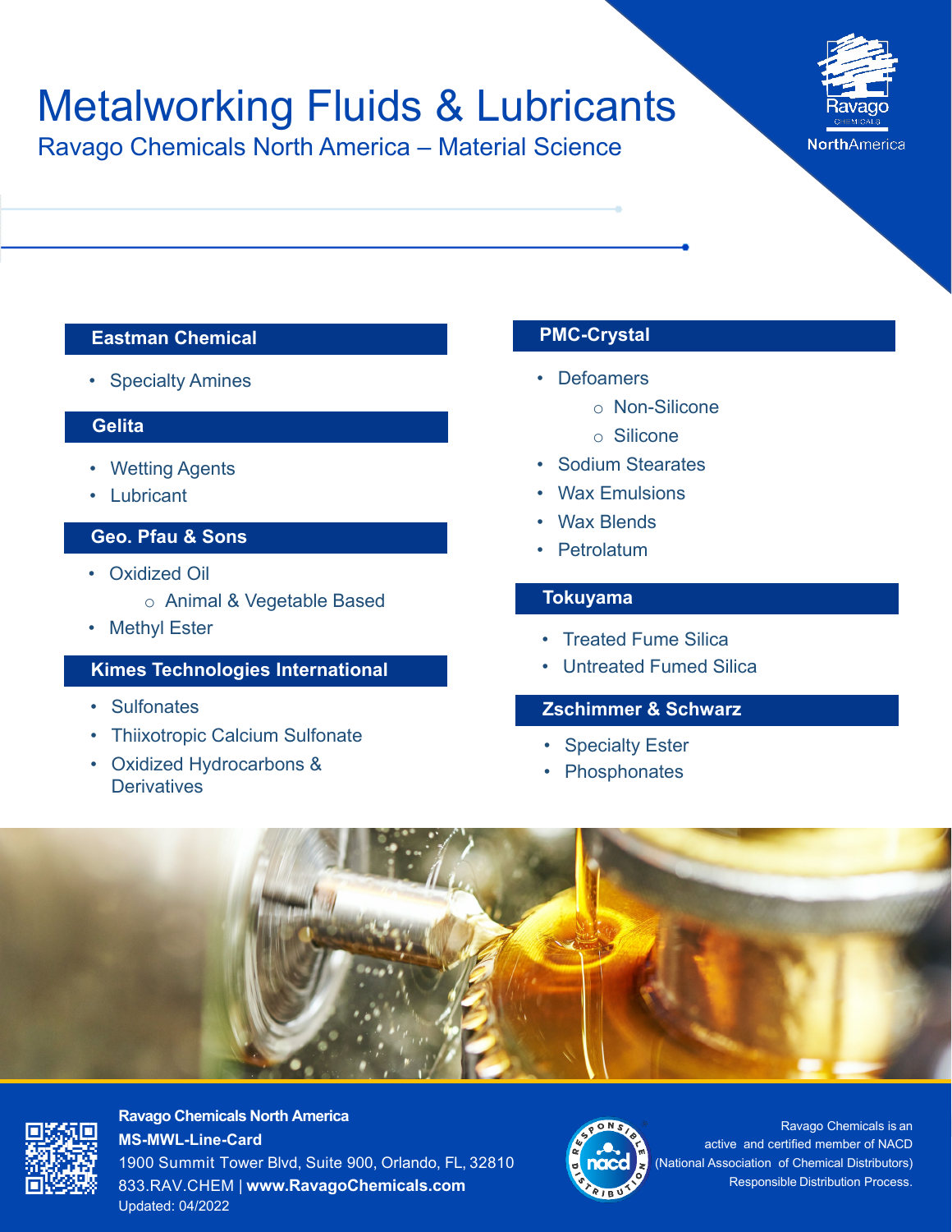# Metalworking Fluids & Lubricants

Ravago Chemicals North America – Material Science

## Eastman Chemical

- Specialty Amines

## Gelita

- Wetting Agents
- Lubricant

## Geo. Pfau & Sons

- Oxidized Oil
  - Animal & Vegetable Based
- Methyl Ester

## Kimes Technologies International

- Sulfonates
- Thiixotropic Calcium Sulfonate
- Oxidized Hydrocarbons & Derivatives

## PMC-Crystal

- Defoamers
  - Non-Silicone
  - Silicone
- Sodium Stearates
- Wax Emulsions
- Wax Blends
- Petrolatum

## Tokuyama

- Treated Fume Silica
- Untreated Fumed Silica

## Zschimmer & Schwarz

- Specialty Ester
- Phosphonates

**Ravago Chemicals North America**
**MS-MWL-Line-Card**
1900 Summit Tower Blvd, Suite 900, Orlando, FL, 32810
833.RAV.CHEM | **www.RavagoChemicals.com**
Updated: 04/2022

Ravago Chemicals is an active and certified member of NACD (National Association of Chemical Distributors) Responsible Distribution Process.